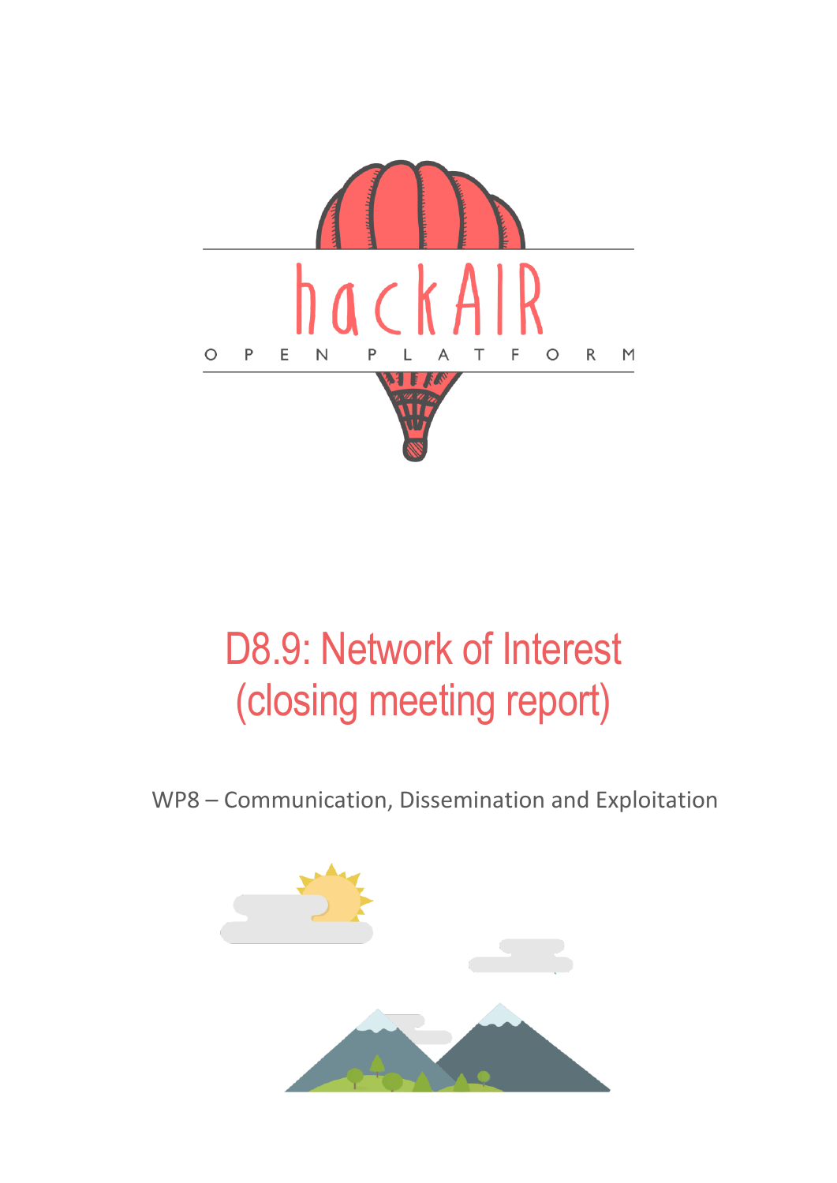hackAIR

OPEN PLATFORM

# D8.9: Network of Interest (closing meeting report)

WP8 – Communication, Dissemination and Exploitation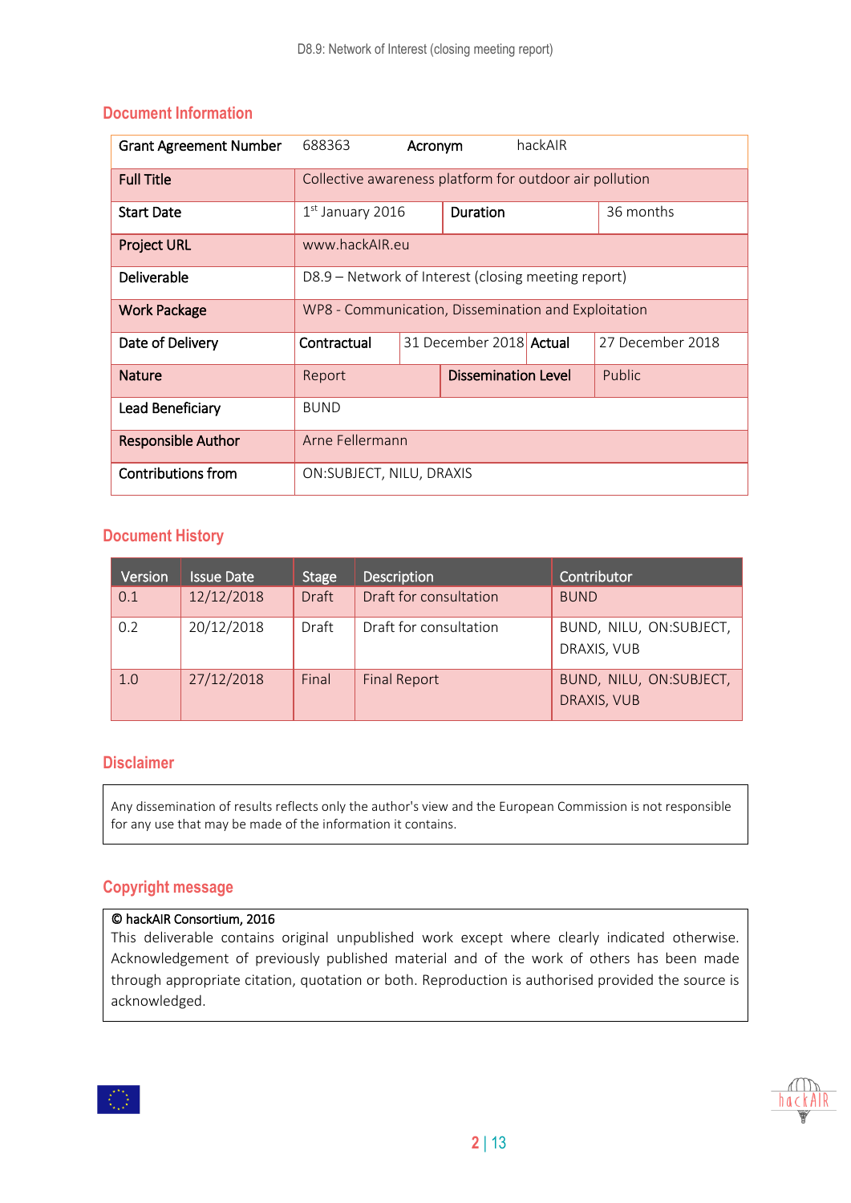## Document Information

| Grant Agreement Number | 688363 | Acronym | hackAIR |
|---|---|---|---|
| Full Title | Collective awareness platform for outdoor air pollution | | |
| Start Date | 1st January 2016 | Duration | 36 months |
| Project URL | www.hackAIR.eu | | |
| Deliverable | D8.9 – Network of Interest (closing meeting report) | | |
| Work Package | WP8 - Communication, Dissemination and Exploitation | | |
| Date of Delivery | Contractual: 31 December 2018 | Actual | 27 December 2018 |
| Nature | Report | Dissemination Level | Public |
| Lead Beneficiary | BUND | | |
| Responsible Author | Arne Fellermann | | |
| Contributions from | ON:SUBJECT, NILU, DRAXIS | | |

## Document History

| Version | Issue Date | Stage | Description | Contributor |
|---|---|---|---|---|
| 0.1 | 12/12/2018 | Draft | Draft for consultation | BUND |
| 0.2 | 20/12/2018 | Draft | Draft for consultation | BUND, NILU, ON:SUBJECT, DRAXIS, VUB |
| 1.0 | 27/12/2018 | Final | Final Report | BUND, NILU, ON:SUBJECT, DRAXIS, VUB |

## Disclaimer

Any dissemination of results reflects only the author's view and the European Commission is not responsible for any use that may be made of the information it contains.

## Copyright message

**© hackAIR Consortium, 2016**
This deliverable contains original unpublished work except where clearly indicated otherwise. Acknowledgement of previously published material and of the work of others has been made through appropriate citation, quotation or both. Reproduction is authorised provided the source is acknowledged.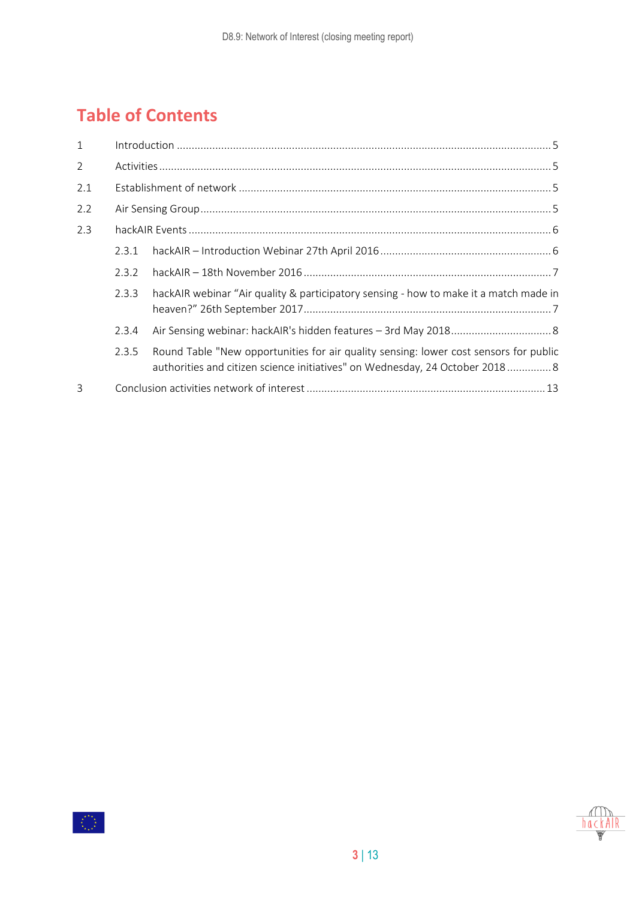# Table of Contents

1 Introduction ..... 5

2 Activities ..... 5

2.1 Establishment of network ..... 5

2.2 Air Sensing Group ..... 5

2.3 hackAIR Events ..... 6

- 2.3.1 hackAIR – Introduction Webinar 27th April 2016 ..... 6
- 2.3.2 hackAIR – 18th November 2016 ..... 7
- 2.3.3 hackAIR webinar "Air quality & participatory sensing - how to make it a match made in heaven?" 26th September 2017 ..... 7
- 2.3.4 Air Sensing webinar: hackAIR's hidden features – 3rd May 2018 ..... 8
- 2.3.5 Round Table "New opportunities for air quality sensing: lower cost sensors for public authorities and citizen science initiatives" on Wednesday, 24 October 2018 ..... 8

3 Conclusion activities network of interest ..... 13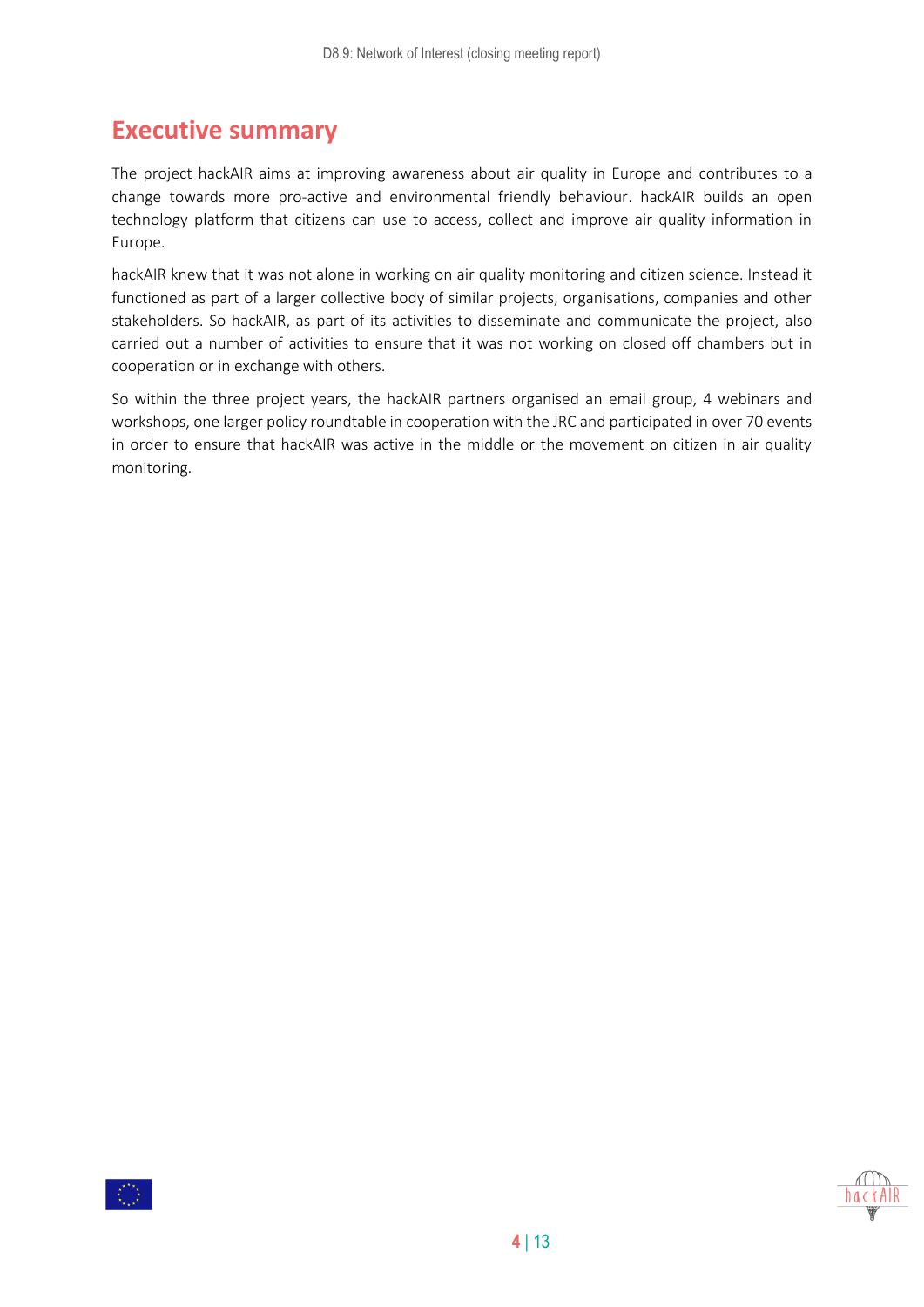# Executive summary

The project hackAIR aims at improving awareness about air quality in Europe and contributes to a change towards more pro-active and environmental friendly behaviour. hackAIR builds an open technology platform that citizens can use to access, collect and improve air quality information in Europe.

hackAIR knew that it was not alone in working on air quality monitoring and citizen science. Instead it functioned as part of a larger collective body of similar projects, organisations, companies and other stakeholders. So hackAIR, as part of its activities to disseminate and communicate the project, also carried out a number of activities to ensure that it was not working on closed off chambers but in cooperation or in exchange with others.

So within the three project years, the hackAIR partners organised an email group, 4 webinars and workshops, one larger policy roundtable in cooperation with the JRC and participated in over 70 events in order to ensure that hackAIR was active in the middle or the movement on citizen in air quality monitoring.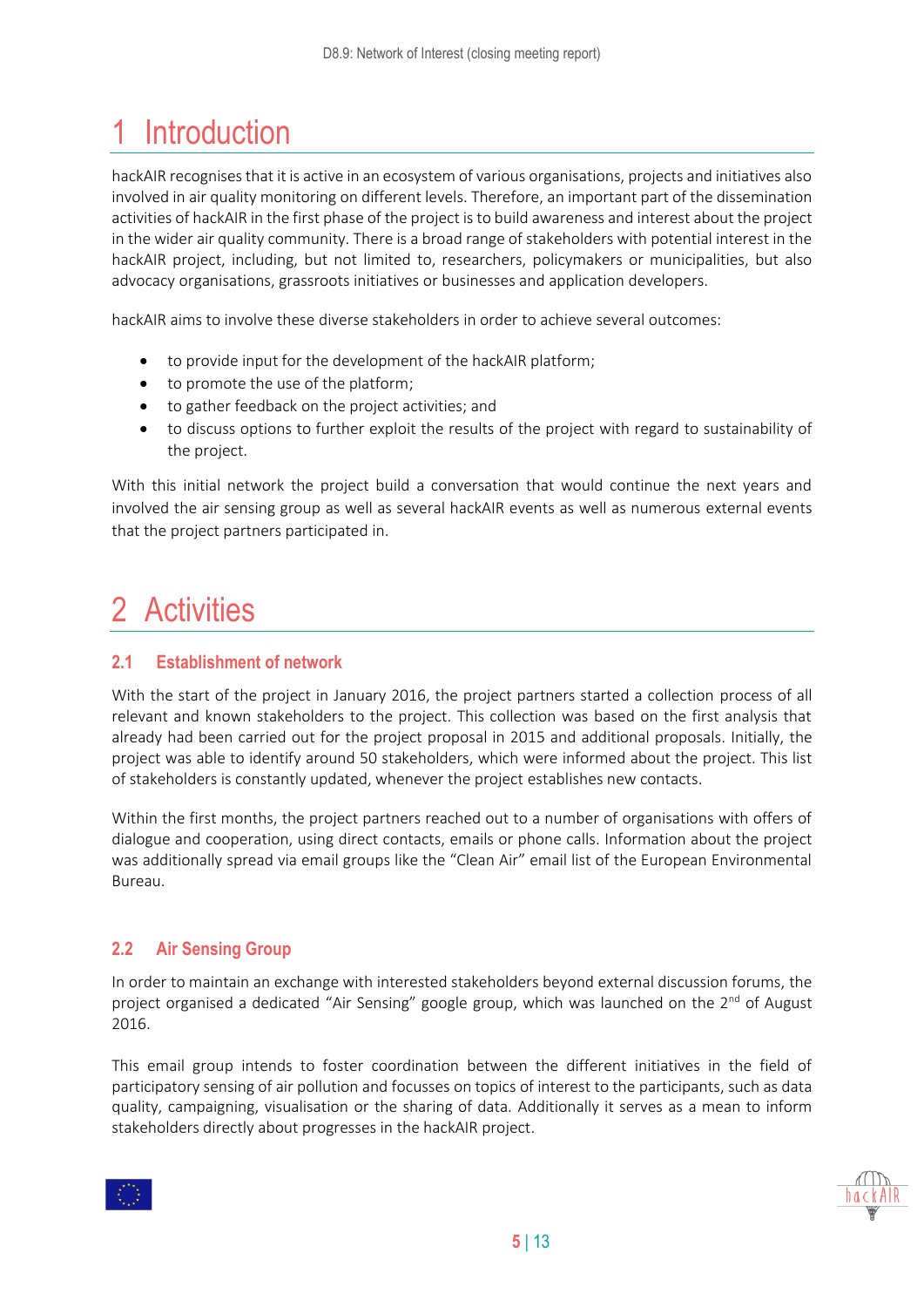# 1 Introduction

hackAIR recognises that it is active in an ecosystem of various organisations, projects and initiatives also involved in air quality monitoring on different levels. Therefore, an important part of the dissemination activities of hackAIR in the first phase of the project is to build awareness and interest about the project in the wider air quality community. There is a broad range of stakeholders with potential interest in the hackAIR project, including, but not limited to, researchers, policymakers or municipalities, but also advocacy organisations, grassroots initiatives or businesses and application developers.

hackAIR aims to involve these diverse stakeholders in order to achieve several outcomes:

- to provide input for the development of the hackAIR platform;
- to promote the use of the platform;
- to gather feedback on the project activities; and
- to discuss options to further exploit the results of the project with regard to sustainability of the project.

With this initial network the project build a conversation that would continue the next years and involved the air sensing group as well as several hackAIR events as well as numerous external events that the project partners participated in.

# 2 Activities

## 2.1 Establishment of network

With the start of the project in January 2016, the project partners started a collection process of all relevant and known stakeholders to the project. This collection was based on the first analysis that already had been carried out for the project proposal in 2015 and additional proposals. Initially, the project was able to identify around 50 stakeholders, which were informed about the project. This list of stakeholders is constantly updated, whenever the project establishes new contacts.

Within the first months, the project partners reached out to a number of organisations with offers of dialogue and cooperation, using direct contacts, emails or phone calls. Information about the project was additionally spread via email groups like the "Clean Air" email list of the European Environmental Bureau.

## 2.2 Air Sensing Group

In order to maintain an exchange with interested stakeholders beyond external discussion forums, the project organised a dedicated "Air Sensing" google group, which was launched on the 2nd of August 2016.

This email group intends to foster coordination between the different initiatives in the field of participatory sensing of air pollution and focusses on topics of interest to the participants, such as data quality, campaigning, visualisation or the sharing of data. Additionally it serves as a mean to inform stakeholders directly about progresses in the hackAIR project.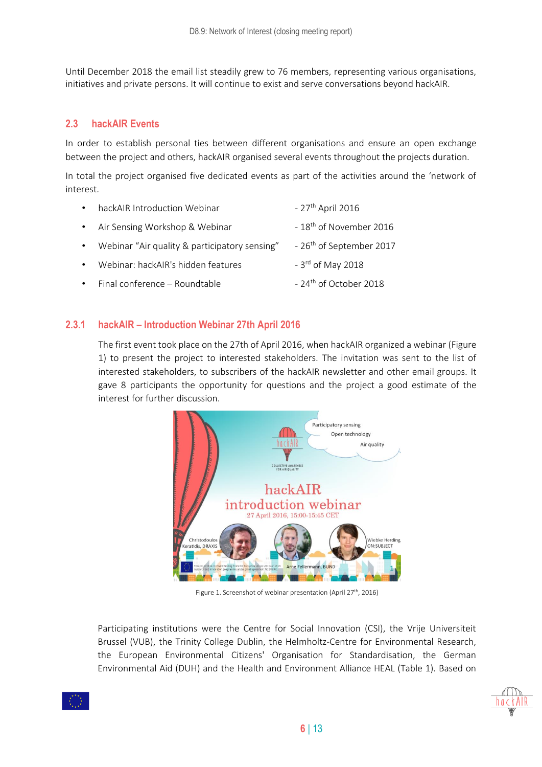Until December 2018 the email list steadily grew to 76 members, representing various organisations, initiatives and private persons. It will continue to exist and serve conversations beyond hackAIR.

## 2.3 hackAIR Events

In order to establish personal ties between different organisations and ensure an open exchange between the project and others, hackAIR organised several events throughout the projects duration.

In total the project organised five dedicated events as part of the activities around the 'network of interest.

- hackAIR Introduction Webinar - 27th April 2016
- Air Sensing Workshop & Webinar - 18th of November 2016
- Webinar "Air quality & participatory sensing" - 26th of September 2017
- Webinar: hackAIR's hidden features - 3rd of May 2018
- Final conference – Roundtable - 24th of October 2018

### 2.3.1 hackAIR – Introduction Webinar 27th April 2016

The first event took place on the 27th of April 2016, when hackAIR organized a webinar (Figure 1) to present the project to interested stakeholders. The invitation was sent to the list of interested stakeholders, to subscribers of the hackAIR newsletter and other email groups. It gave 8 participants the opportunity for questions and the project a good estimate of the interest for further discussion.

Figure 1. Screenshot of webinar presentation (April 27th, 2016)

Participating institutions were the Centre for Social Innovation (CSI), the Vrije Universiteit Brussel (VUB), the Trinity College Dublin, the Helmholtz-Centre for Environmental Research, the European Environmental Citizens' Organisation for Standardisation, the German Environmental Aid (DUH) and the Health and Environment Alliance HEAL (Table 1). Based on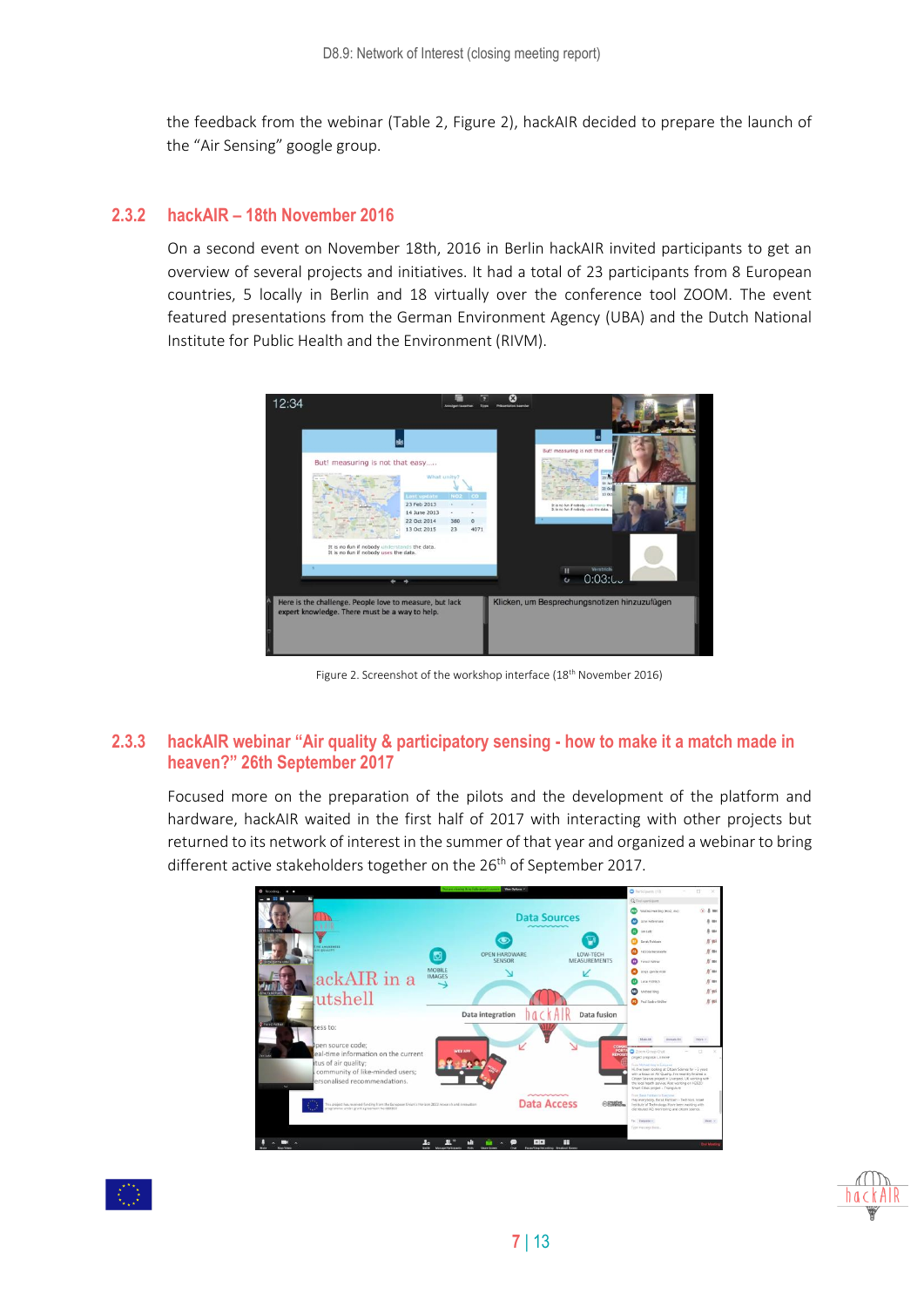the feedback from the webinar (Table 2, Figure 2), hackAIR decided to prepare the launch of the "Air Sensing" google group.

### 2.3.2 hackAIR – 18th November 2016

On a second event on November 18th, 2016 in Berlin hackAIR invited participants to get an overview of several projects and initiatives. It had a total of 23 participants from 8 European countries, 5 locally in Berlin and 18 virtually over the conference tool ZOOM. The event featured presentations from the German Environment Agency (UBA) and the Dutch National Institute for Public Health and the Environment (RIVM).

Figure 2. Screenshot of the workshop interface (18th November 2016)

### 2.3.3 hackAIR webinar "Air quality & participatory sensing - how to make it a match made in heaven?" 26th September 2017

Focused more on the preparation of the pilots and the development of the platform and hardware, hackAIR waited in the first half of 2017 with interacting with other projects but returned to its network of interest in the summer of that year and organized a webinar to bring different active stakeholders together on the 26th of September 2017.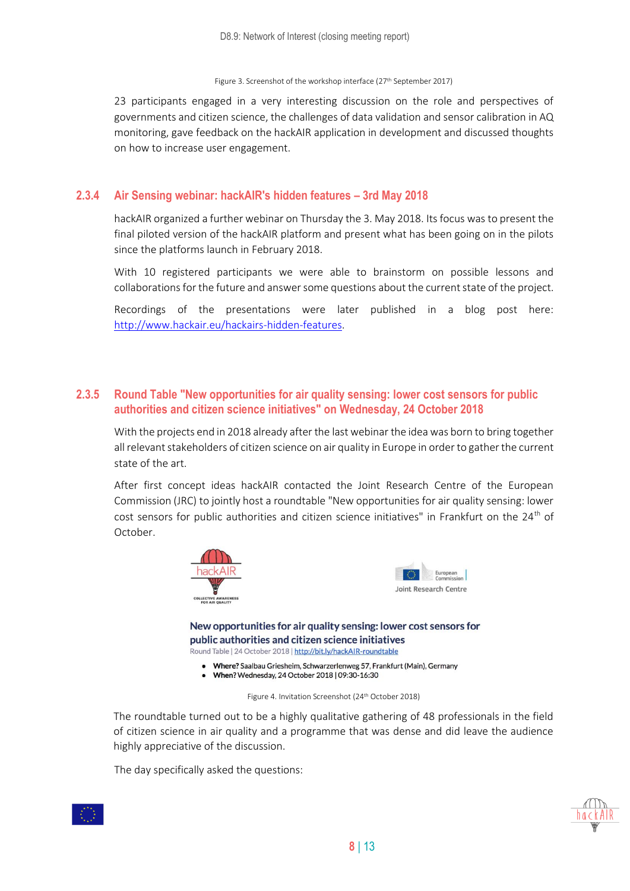Figure 3. Screenshot of the workshop interface (27th September 2017)

23 participants engaged in a very interesting discussion on the role and perspectives of governments and citizen science, the challenges of data validation and sensor calibration in AQ monitoring, gave feedback on the hackAIR application in development and discussed thoughts on how to increase user engagement.

### 2.3.4 Air Sensing webinar: hackAIR's hidden features – 3rd May 2018

hackAIR organized a further webinar on Thursday the 3. May 2018. Its focus was to present the final piloted version of the hackAIR platform and present what has been going on in the pilots since the platforms launch in February 2018.

With 10 registered participants we were able to brainstorm on possible lessons and collaborations for the future and answer some questions about the current state of the project.

Recordings of the presentations were later published in a blog post here: http://www.hackair.eu/hackairs-hidden-features.

### 2.3.5 Round Table "New opportunities for air quality sensing: lower cost sensors for public authorities and citizen science initiatives" on Wednesday, 24 October 2018

With the projects end in 2018 already after the last webinar the idea was born to bring together all relevant stakeholders of citizen science on air quality in Europe in order to gather the current state of the art.

After first concept ideas hackAIR contacted the Joint Research Centre of the European Commission (JRC) to jointly host a roundtable "New opportunities for air quality sensing: lower cost sensors for public authorities and citizen science initiatives" in Frankfurt on the 24th of October.

hackAIR — COLLECTIVE AWARENESS FOR AIR QUALITY

European Commission — Joint Research Centre

**New opportunities for air quality sensing: lower cost sensors for public authorities and citizen science initiatives**

Round Table | 24 October 2018 | http://bit.ly/hackAIR-roundtable

- **Where?** Saalbau Griesheim, Schwarzerlenweg 57, Frankfurt (Main), Germany
- **When?** Wednesday, 24 October 2018 | 09:30-16:30

Figure 4. Invitation Screenshot (24th October 2018)

The roundtable turned out to be a highly qualitative gathering of 48 professionals in the field of citizen science in air quality and a programme that was dense and did leave the audience highly appreciative of the discussion.

The day specifically asked the questions: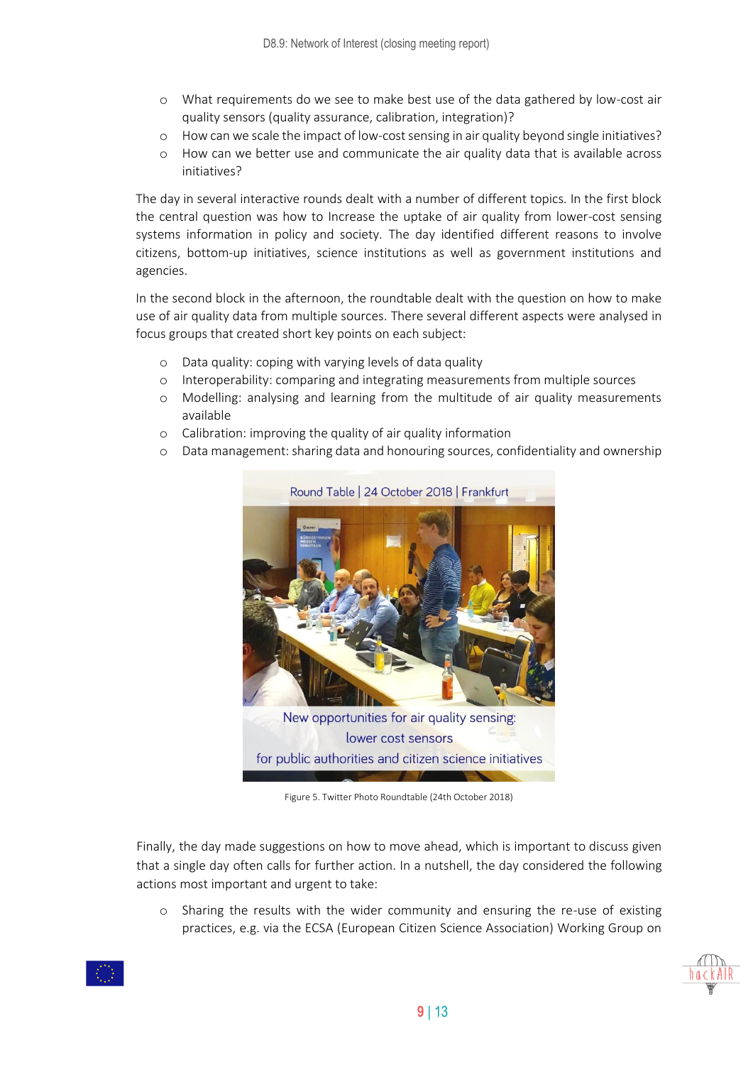- What requirements do we see to make best use of the data gathered by low-cost air quality sensors (quality assurance, calibration, integration)?
- How can we scale the impact of low-cost sensing in air quality beyond single initiatives?
- How can we better use and communicate the air quality data that is available across initiatives?

The day in several interactive rounds dealt with a number of different topics. In the first block the central question was how to Increase the uptake of air quality from lower-cost sensing systems information in policy and society. The day identified different reasons to involve citizens, bottom-up initiatives, science institutions as well as government institutions and agencies.

In the second block in the afternoon, the roundtable dealt with the question on how to make use of air quality data from multiple sources. There several different aspects were analysed in focus groups that created short key points on each subject:

- Data quality: coping with varying levels of data quality
- Interoperability: comparing and integrating measurements from multiple sources
- Modelling: analysing and learning from the multitude of air quality measurements available
- Calibration: improving the quality of air quality information
- Data management: sharing data and honouring sources, confidentiality and ownership

Figure 5. Twitter Photo Roundtable (24th October 2018)

Finally, the day made suggestions on how to move ahead, which is important to discuss given that a single day often calls for further action. In a nutshell, the day considered the following actions most important and urgent to take:

- Sharing the results with the wider community and ensuring the re-use of existing practices, e.g. via the ECSA (European Citizen Science Association) Working Group on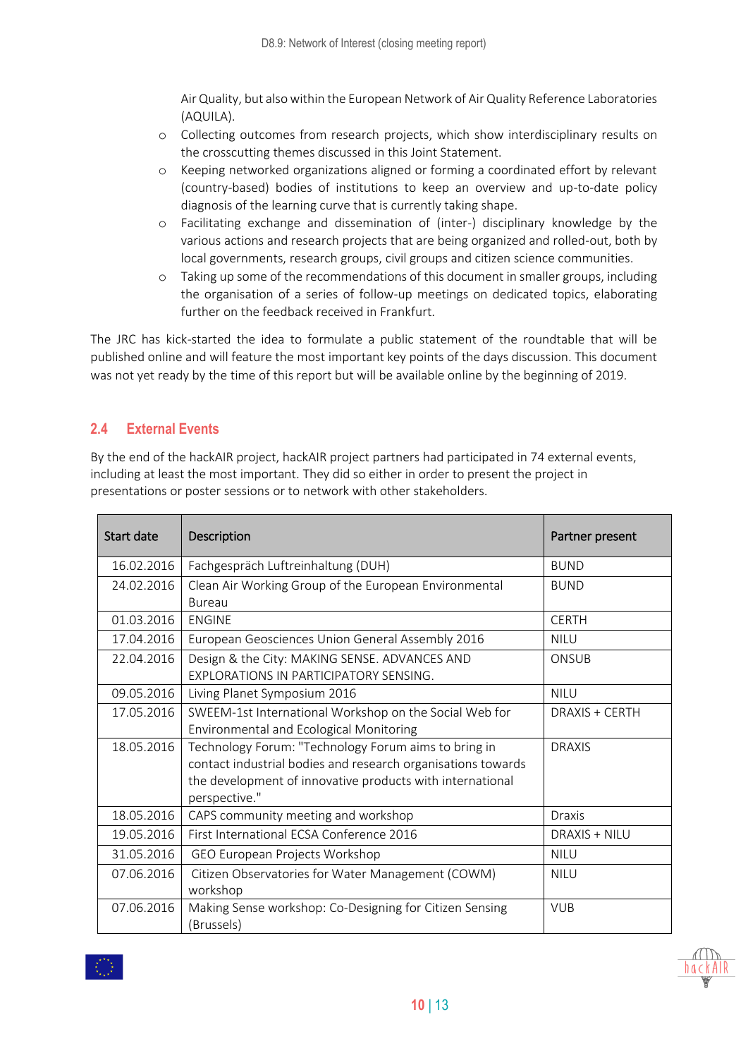Air Quality, but also within the European Network of Air Quality Reference Laboratories (AQUILA).

- Collecting outcomes from research projects, which show interdisciplinary results on the crosscutting themes discussed in this Joint Statement.
- Keeping networked organizations aligned or forming a coordinated effort by relevant (country-based) bodies of institutions to keep an overview and up-to-date policy diagnosis of the learning curve that is currently taking shape.
- Facilitating exchange and dissemination of (inter-) disciplinary knowledge by the various actions and research projects that are being organized and rolled-out, both by local governments, research groups, civil groups and citizen science communities.
- Taking up some of the recommendations of this document in smaller groups, including the organisation of a series of follow-up meetings on dedicated topics, elaborating further on the feedback received in Frankfurt.

The JRC has kick-started the idea to formulate a public statement of the roundtable that will be published online and will feature the most important key points of the days discussion. This document was not yet ready by the time of this report but will be available online by the beginning of 2019.

## 2.4 External Events

By the end of the hackAIR project, hackAIR project partners had participated in 74 external events, including at least the most important. They did so either in order to present the project in presentations or poster sessions or to network with other stakeholders.

| Start date | Description | Partner present |
|---|---|---|
| 16.02.2016 | Fachgespräch Luftreinhaltung (DUH) | BUND |
| 24.02.2016 | Clean Air Working Group of the European Environmental Bureau | BUND |
| 01.03.2016 | ENGINE | CERTH |
| 17.04.2016 | European Geosciences Union General Assembly 2016 | NILU |
| 22.04.2016 | Design & the City: MAKING SENSE. ADVANCES AND EXPLORATIONS IN PARTICIPATORY SENSING. | ONSUB |
| 09.05.2016 | Living Planet Symposium 2016 | NILU |
| 17.05.2016 | SWEEM-1st International Workshop on the Social Web for Environmental and Ecological Monitoring | DRAXIS + CERTH |
| 18.05.2016 | Technology Forum: "Technology Forum aims to bring in contact industrial bodies and research organisations towards the development of innovative products with international perspective." | DRAXIS |
| 18.05.2016 | CAPS community meeting and workshop | Draxis |
| 19.05.2016 | First International ECSA Conference 2016 | DRAXIS + NILU |
| 31.05.2016 | GEO European Projects Workshop | NILU |
| 07.06.2016 | Citizen Observatories for Water Management (COWM) workshop | NILU |
| 07.06.2016 | Making Sense workshop: Co-Designing for Citizen Sensing (Brussels) | VUB |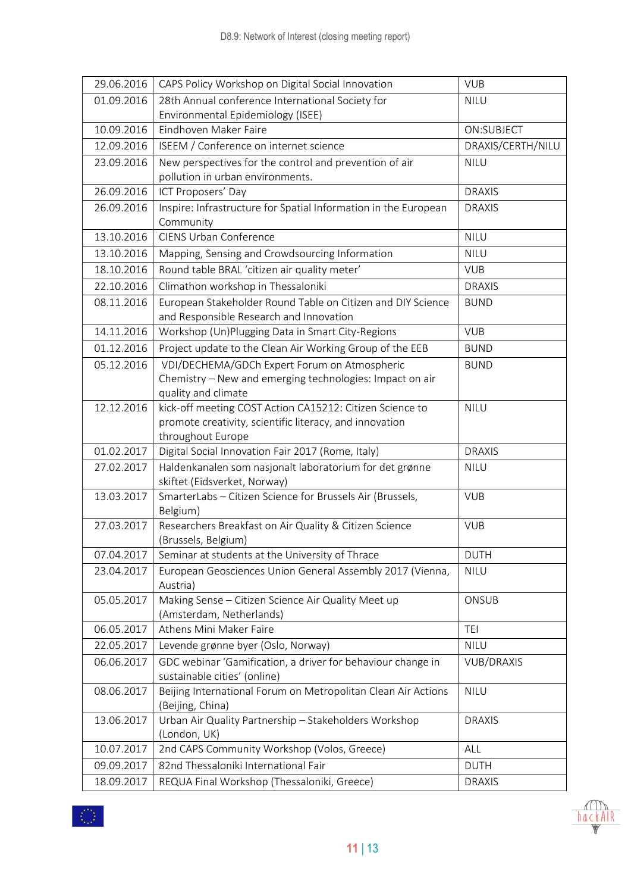| 29.06.2016 | CAPS Policy Workshop on Digital Social Innovation | VUB |
|---|---|---|
| 01.09.2016 | 28th Annual conference International Society for Environmental Epidemiology (ISEE) | NILU |
| 10.09.2016 | Eindhoven Maker Faire | ON:SUBJECT |
| 12.09.2016 | ISEEM / Conference on internet science | DRAXIS/CERTH/NILU |
| 23.09.2016 | New perspectives for the control and prevention of air pollution in urban environments. | NILU |
| 26.09.2016 | ICT Proposers' Day | DRAXIS |
| 26.09.2016 | Inspire: Infrastructure for Spatial Information in the European Community | DRAXIS |
| 13.10.2016 | CIENS Urban Conference | NILU |
| 13.10.2016 | Mapping, Sensing and Crowdsourcing Information | NILU |
| 18.10.2016 | Round table BRAL 'citizen air quality meter' | VUB |
| 22.10.2016 | Climathon workshop in Thessaloniki | DRAXIS |
| 08.11.2016 | European Stakeholder Round Table on Citizen and DIY Science and Responsible Research and Innovation | BUND |
| 14.11.2016 | Workshop (Un)Plugging Data in Smart City-Regions | VUB |
| 01.12.2016 | Project update to the Clean Air Working Group of the EEB | BUND |
| 05.12.2016 | VDI/DECHEMA/GDCh Expert Forum on Atmospheric Chemistry – New and emerging technologies: Impact on air quality and climate | BUND |
| 12.12.2016 | kick-off meeting COST Action CA15212: Citizen Science to promote creativity, scientific literacy, and innovation throughout Europe | NILU |
| 01.02.2017 | Digital Social Innovation Fair 2017 (Rome, Italy) | DRAXIS |
| 27.02.2017 | Haldenkanalen som nasjonalt laboratorium for det grønne skiftet (Eidsverket, Norway) | NILU |
| 13.03.2017 | SmarterLabs – Citizen Science for Brussels Air (Brussels, Belgium) | VUB |
| 27.03.2017 | Researchers Breakfast on Air Quality & Citizen Science (Brussels, Belgium) | VUB |
| 07.04.2017 | Seminar at students at the University of Thrace | DUTH |
| 23.04.2017 | European Geosciences Union General Assembly 2017 (Vienna, Austria) | NILU |
| 05.05.2017 | Making Sense – Citizen Science Air Quality Meet up (Amsterdam, Netherlands) | ONSUB |
| 06.05.2017 | Athens Mini Maker Faire | TEI |
| 22.05.2017 | Levende grønne byer (Oslo, Norway) | NILU |
| 06.06.2017 | GDC webinar 'Gamification, a driver for behaviour change in sustainable cities' (online) | VUB/DRAXIS |
| 08.06.2017 | Beijing International Forum on Metropolitan Clean Air Actions (Beijing, China) | NILU |
| 13.06.2017 | Urban Air Quality Partnership – Stakeholders Workshop (London, UK) | DRAXIS |
| 10.07.2017 | 2nd CAPS Community Workshop (Volos, Greece) | ALL |
| 09.09.2017 | 82nd Thessaloniki International Fair | DUTH |
| 18.09.2017 | REQUA Final Workshop (Thessaloniki, Greece) | DRAXIS |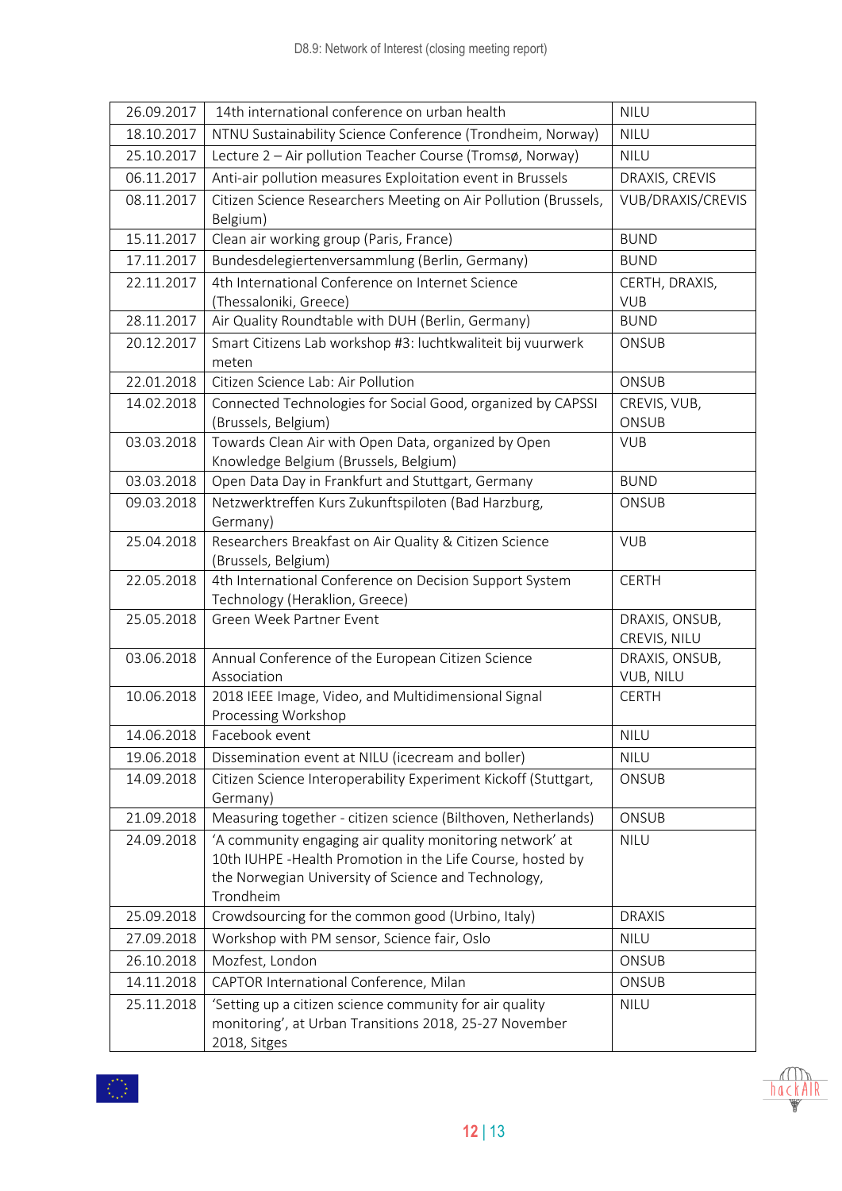| 26.09.2017 | 14th international conference on urban health | NILU |
|---|---|---|
| 18.10.2017 | NTNU Sustainability Science Conference (Trondheim, Norway) | NILU |
| 25.10.2017 | Lecture 2 – Air pollution Teacher Course (Tromsø, Norway) | NILU |
| 06.11.2017 | Anti-air pollution measures Exploitation event in Brussels | DRAXIS, CREVIS |
| 08.11.2017 | Citizen Science Researchers Meeting on Air Pollution (Brussels, Belgium) | VUB/DRAXIS/CREVIS |
| 15.11.2017 | Clean air working group (Paris, France) | BUND |
| 17.11.2017 | Bundesdelegiertenversammlung (Berlin, Germany) | BUND |
| 22.11.2017 | 4th International Conference on Internet Science (Thessaloniki, Greece) | CERTH, DRAXIS, VUB |
| 28.11.2017 | Air Quality Roundtable with DUH (Berlin, Germany) | BUND |
| 20.12.2017 | Smart Citizens Lab workshop #3: luchtkwaliteit bij vuurwerk meten | ONSUB |
| 22.01.2018 | Citizen Science Lab: Air Pollution | ONSUB |
| 14.02.2018 | Connected Technologies for Social Good, organized by CAPSSI (Brussels, Belgium) | CREVIS, VUB, ONSUB |
| 03.03.2018 | Towards Clean Air with Open Data, organized by Open Knowledge Belgium (Brussels, Belgium) | VUB |
| 03.03.2018 | Open Data Day in Frankfurt and Stuttgart, Germany | BUND |
| 09.03.2018 | Netzwerktreffen Kurs Zukunftspiloten (Bad Harzburg, Germany) | ONSUB |
| 25.04.2018 | Researchers Breakfast on Air Quality & Citizen Science (Brussels, Belgium) | VUB |
| 22.05.2018 | 4th International Conference on Decision Support System Technology (Heraklion, Greece) | CERTH |
| 25.05.2018 | Green Week Partner Event | DRAXIS, ONSUB, CREVIS, NILU |
| 03.06.2018 | Annual Conference of the European Citizen Science Association | DRAXIS, ONSUB, VUB, NILU |
| 10.06.2018 | 2018 IEEE Image, Video, and Multidimensional Signal Processing Workshop | CERTH |
| 14.06.2018 | Facebook event | NILU |
| 19.06.2018 | Dissemination event at NILU (icecream and boller) | NILU |
| 14.09.2018 | Citizen Science Interoperability Experiment Kickoff (Stuttgart, Germany) | ONSUB |
| 21.09.2018 | Measuring together - citizen science (Bilthoven, Netherlands) | ONSUB |
| 24.09.2018 | 'A community engaging air quality monitoring network' at 10th IUHPE -Health Promotion in the Life Course, hosted by the Norwegian University of Science and Technology, Trondheim | NILU |
| 25.09.2018 | Crowdsourcing for the common good (Urbino, Italy) | DRAXIS |
| 27.09.2018 | Workshop with PM sensor, Science fair, Oslo | NILU |
| 26.10.2018 | Mozfest, London | ONSUB |
| 14.11.2018 | CAPTOR International Conference, Milan | ONSUB |
| 25.11.2018 | 'Setting up a citizen science community for air quality monitoring', at Urban Transitions 2018, 25-27 November 2018, Sitges | NILU |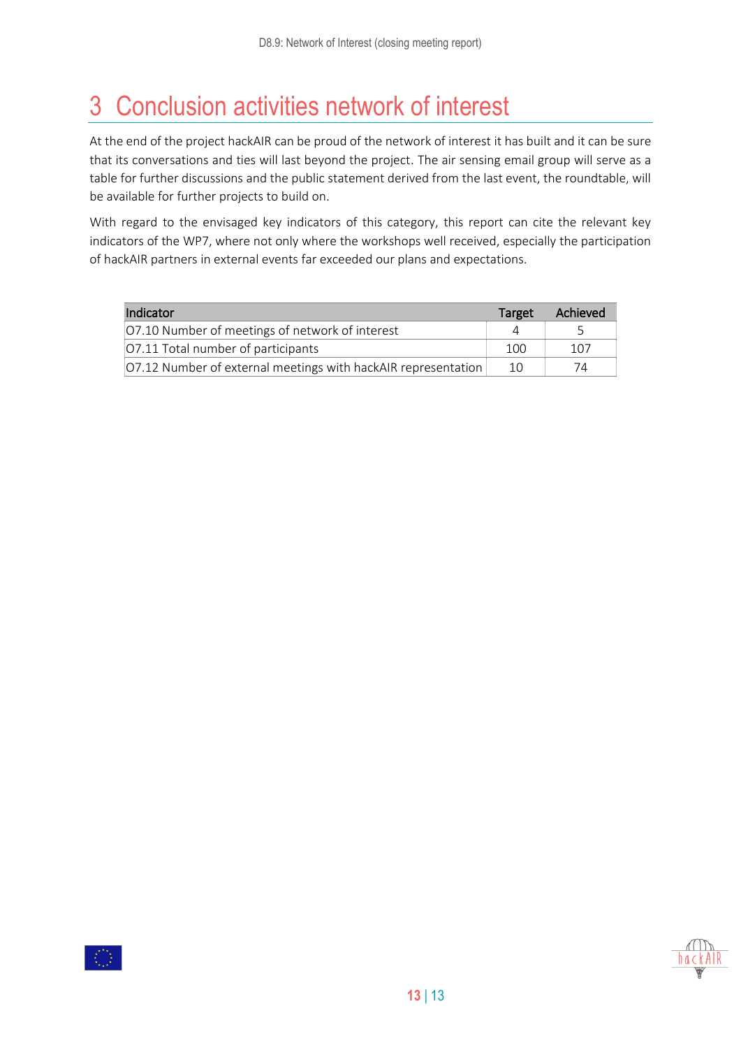# 3 Conclusion activities network of interest

At the end of the project hackAIR can be proud of the network of interest it has built and it can be sure that its conversations and ties will last beyond the project. The air sensing email group will serve as a table for further discussions and the public statement derived from the last event, the roundtable, will be available for further projects to build on.

With regard to the envisaged key indicators of this category, this report can cite the relevant key indicators of the WP7, where not only where the workshops well received, especially the participation of hackAIR partners in external events far exceeded our plans and expectations.

| Indicator | Target | Achieved |
|---|---|---|
| O7.10 Number of meetings of network of interest | 4 | 5 |
| O7.11 Total number of participants | 100 | 107 |
| O7.12 Number of external meetings with hackAIR representation | 10 | 74 |